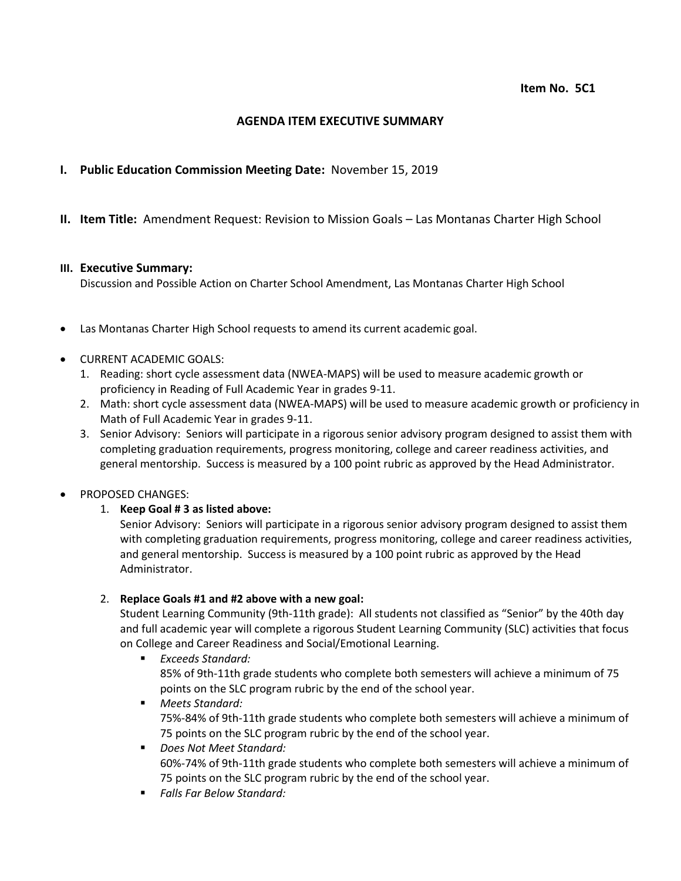**Item No. 5C1**

## AGENDA ITEM EXECUTIVE SUMMARY

**I. Public Education Commission Meeting Date:** November 15, 2019

**II. Item Title:** Amendment Request: Revision to Mission Goals – Las Montanas Charter High School

**III. Executive Summary:**

Discussion and Possible Action on Charter School Amendment, Las Montanas Charter High School

- Las Montanas Charter High School requests to amend its current academic goal.
- CURRENT ACADEMIC GOALS:
  1. Reading: short cycle assessment data (NWEA-MAPS) will be used to measure academic growth or proficiency in Reading of Full Academic Year in grades 9-11.
  2. Math: short cycle assessment data (NWEA-MAPS) will be used to measure academic growth or proficiency in Math of Full Academic Year in grades 9-11.
  3. Senior Advisory: Seniors will participate in a rigorous senior advisory program designed to assist them with completing graduation requirements, progress monitoring, college and career readiness activities, and general mentorship. Success is measured by a 100 point rubric as approved by the Head Administrator.
- PROPOSED CHANGES:
  1. **Keep Goal # 3 as listed above:**
     Senior Advisory: Seniors will participate in a rigorous senior advisory program designed to assist them with completing graduation requirements, progress monitoring, college and career readiness activities, and general mentorship. Success is measured by a 100 point rubric as approved by the Head Administrator.
  2. **Replace Goals #1 and #2 above with a new goal:**
     Student Learning Community (9th-11th grade): All students not classified as "Senior" by the 40th day and full academic year will complete a rigorous Student Learning Community (SLC) activities that focus on College and Career Readiness and Social/Emotional Learning.
     - *Exceeds Standard:*
       85% of 9th-11th grade students who complete both semesters will achieve a minimum of 75 points on the SLC program rubric by the end of the school year.
     - *Meets Standard:*
       75%-84% of 9th-11th grade students who complete both semesters will achieve a minimum of 75 points on the SLC program rubric by the end of the school year.
     - *Does Not Meet Standard:*
       60%-74% of 9th-11th grade students who complete both semesters will achieve a minimum of 75 points on the SLC program rubric by the end of the school year.
     - *Falls Far Below Standard:*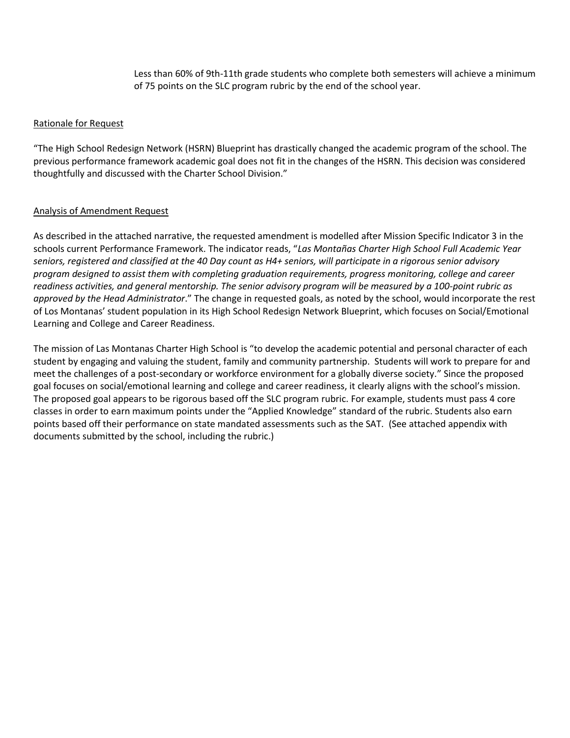Less than 60% of 9th-11th grade students who complete both semesters will achieve a minimum of 75 points on the SLC program rubric by the end of the school year.

Rationale for Request

"The High School Redesign Network (HSRN) Blueprint has drastically changed the academic program of the school. The previous performance framework academic goal does not fit in the changes of the HSRN. This decision was considered thoughtfully and discussed with the Charter School Division."

Analysis of Amendment Request

As described in the attached narrative, the requested amendment is modelled after Mission Specific Indicator 3 in the schools current Performance Framework. The indicator reads, "*Las Montañas Charter High School Full Academic Year seniors, registered and classified at the 40 Day count as H4+ seniors, will participate in a rigorous senior advisory program designed to assist them with completing graduation requirements, progress monitoring, college and career readiness activities, and general mentorship. The senior advisory program will be measured by a 100-point rubric as approved by the Head Administrator*." The change in requested goals, as noted by the school, would incorporate the rest of Los Montanas' student population in its High School Redesign Network Blueprint, which focuses on Social/Emotional Learning and College and Career Readiness.

The mission of Las Montanas Charter High School is "to develop the academic potential and personal character of each student by engaging and valuing the student, family and community partnership. Students will work to prepare for and meet the challenges of a post-secondary or workforce environment for a globally diverse society." Since the proposed goal focuses on social/emotional learning and college and career readiness, it clearly aligns with the school's mission. The proposed goal appears to be rigorous based off the SLC program rubric. For example, students must pass 4 core classes in order to earn maximum points under the "Applied Knowledge" standard of the rubric. Students also earn points based off their performance on state mandated assessments such as the SAT. (See attached appendix with documents submitted by the school, including the rubric.)